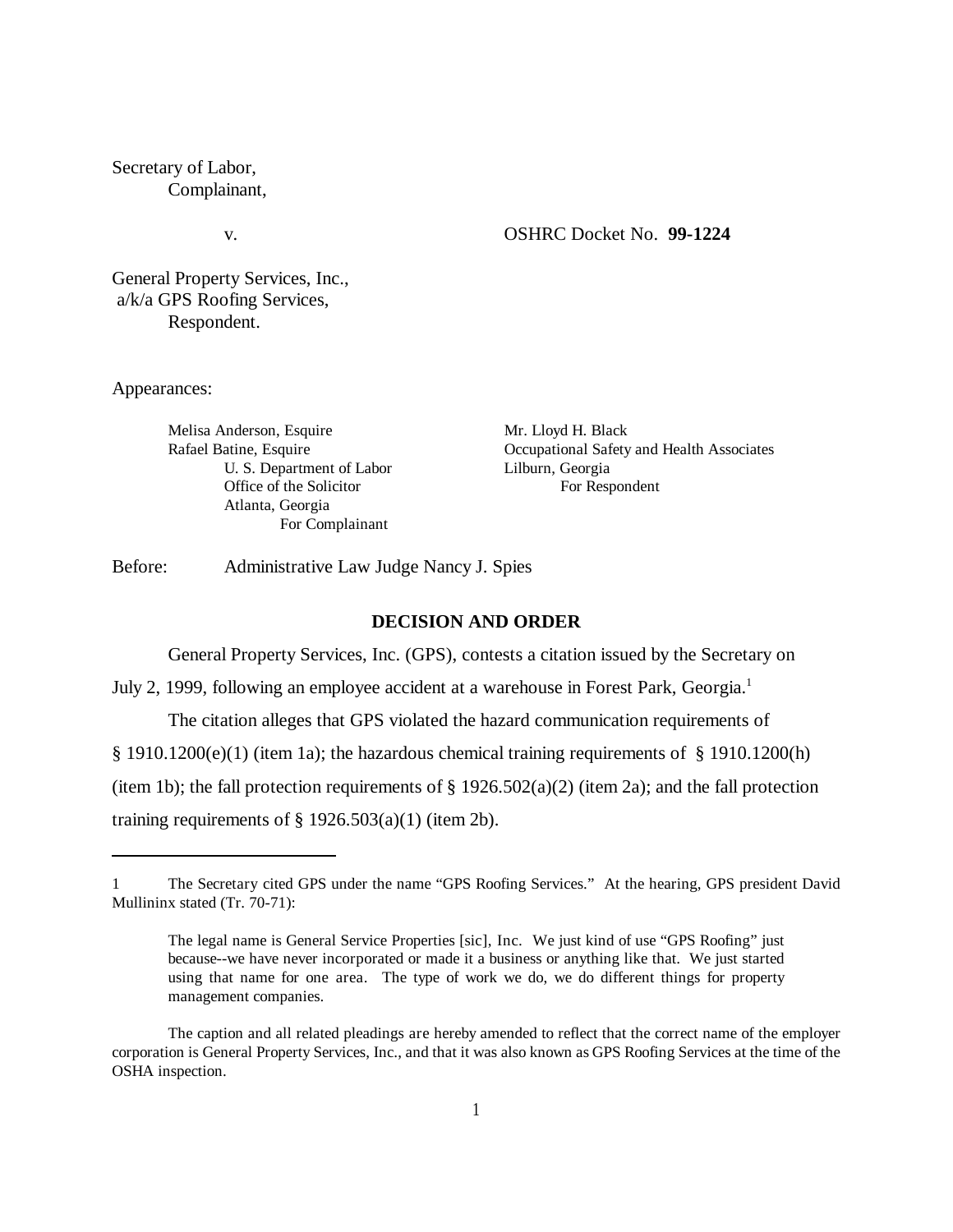Secretary of Labor,
Complainant,

v. OSHRC Docket No. **99-1224**

General Property Services, Inc.,
a/k/a GPS Roofing Services,
Respondent.

Appearances:

Melisa Anderson, Esquire
Rafael Batine, Esquire
U. S. Department of Labor
Office of the Solicitor
Atlanta, Georgia
For Complainant

Mr. Lloyd H. Black
Occupational Safety and Health Associates
Lilburn, Georgia
For Respondent

Before: Administrative Law Judge Nancy J. Spies

## DECISION AND ORDER

General Property Services, Inc. (GPS), contests a citation issued by the Secretary on July 2, 1999, following an employee accident at a warehouse in Forest Park, Georgia.[1]

The citation alleges that GPS violated the hazard communication requirements of § 1910.1200(e)(1) (item 1a); the hazardous chemical training requirements of § 1910.1200(h) (item 1b); the fall protection requirements of § 1926.502(a)(2) (item 2a); and the fall protection training requirements of § 1926.503(a)(1) (item 2b).

---

1 The Secretary cited GPS under the name "GPS Roofing Services." At the hearing, GPS president David Mullininx stated (Tr. 70-71):

> The legal name is General Service Properties [sic], Inc. We just kind of use "GPS Roofing" just because--we have never incorporated or made it a business or anything like that. We just started using that name for one area. The type of work we do, we do different things for property management companies.

The caption and all related pleadings are hereby amended to reflect that the correct name of the employer corporation is General Property Services, Inc., and that it was also known as GPS Roofing Services at the time of the OSHA inspection.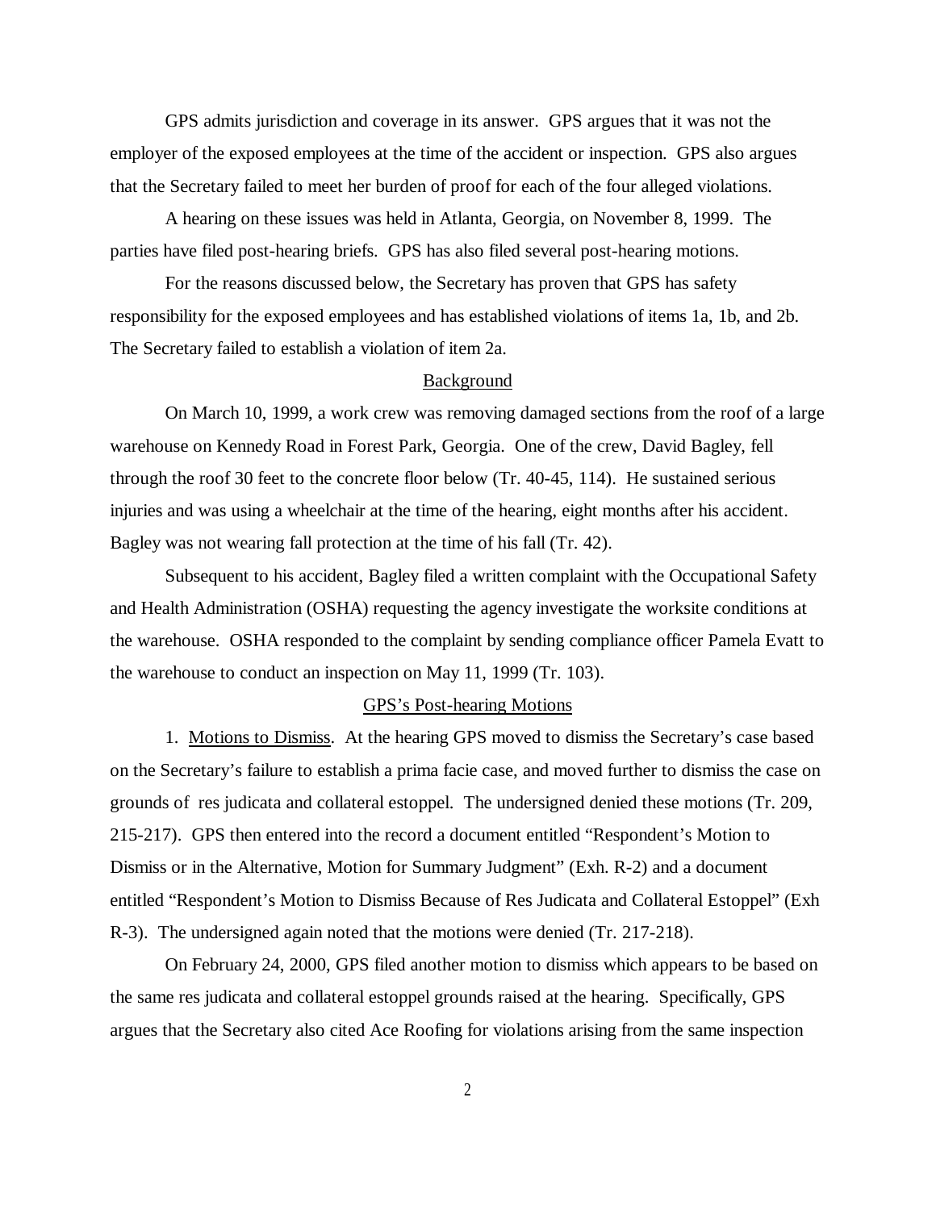GPS admits jurisdiction and coverage in its answer. GPS argues that it was not the employer of the exposed employees at the time of the accident or inspection. GPS also argues that the Secretary failed to meet her burden of proof for each of the four alleged violations.

A hearing on these issues was held in Atlanta, Georgia, on November 8, 1999. The parties have filed post-hearing briefs. GPS has also filed several post-hearing motions.

For the reasons discussed below, the Secretary has proven that GPS has safety responsibility for the exposed employees and has established violations of items 1a, 1b, and 2b. The Secretary failed to establish a violation of item 2a.

## Background

On March 10, 1999, a work crew was removing damaged sections from the roof of a large warehouse on Kennedy Road in Forest Park, Georgia. One of the crew, David Bagley, fell through the roof 30 feet to the concrete floor below (Tr. 40-45, 114). He sustained serious injuries and was using a wheelchair at the time of the hearing, eight months after his accident. Bagley was not wearing fall protection at the time of his fall (Tr. 42).

Subsequent to his accident, Bagley filed a written complaint with the Occupational Safety and Health Administration (OSHA) requesting the agency investigate the worksite conditions at the warehouse. OSHA responded to the complaint by sending compliance officer Pamela Evatt to the warehouse to conduct an inspection on May 11, 1999 (Tr. 103).

## GPS's Post-hearing Motions

1. Motions to Dismiss. At the hearing GPS moved to dismiss the Secretary's case based on the Secretary's failure to establish a prima facie case, and moved further to dismiss the case on grounds of res judicata and collateral estoppel. The undersigned denied these motions (Tr. 209, 215-217). GPS then entered into the record a document entitled "Respondent's Motion to Dismiss or in the Alternative, Motion for Summary Judgment" (Exh. R-2) and a document entitled "Respondent's Motion to Dismiss Because of Res Judicata and Collateral Estoppel" (Exh R-3). The undersigned again noted that the motions were denied (Tr. 217-218).

On February 24, 2000, GPS filed another motion to dismiss which appears to be based on the same res judicata and collateral estoppel grounds raised at the hearing. Specifically, GPS argues that the Secretary also cited Ace Roofing for violations arising from the same inspection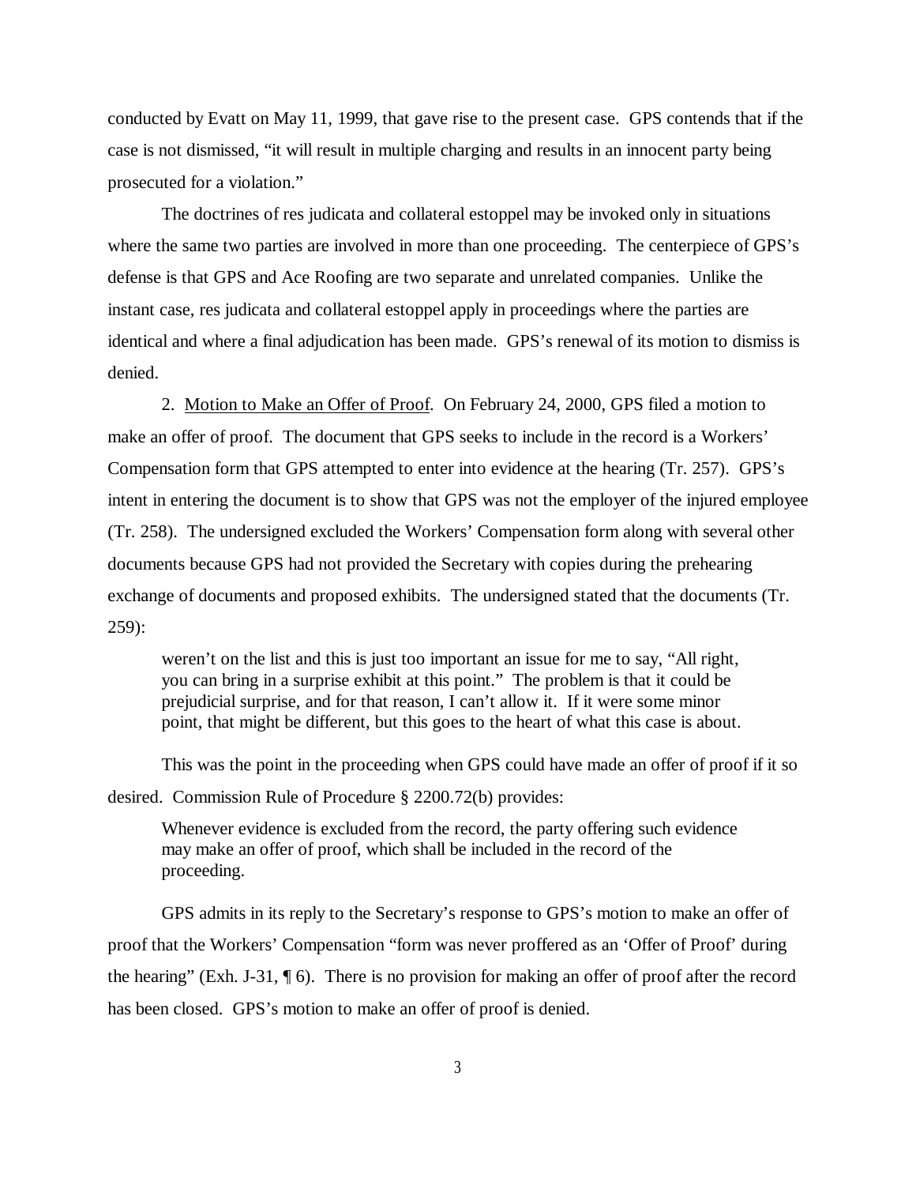conducted by Evatt on May 11, 1999, that gave rise to the present case. GPS contends that if the case is not dismissed, "it will result in multiple charging and results in an innocent party being prosecuted for a violation."

The doctrines of res judicata and collateral estoppel may be invoked only in situations where the same two parties are involved in more than one proceeding. The centerpiece of GPS's defense is that GPS and Ace Roofing are two separate and unrelated companies. Unlike the instant case, res judicata and collateral estoppel apply in proceedings where the parties are identical and where a final adjudication has been made. GPS's renewal of its motion to dismiss is denied.

2. <u>Motion to Make an Offer of Proof</u>. On February 24, 2000, GPS filed a motion to make an offer of proof. The document that GPS seeks to include in the record is a Workers' Compensation form that GPS attempted to enter into evidence at the hearing (Tr. 257). GPS's intent in entering the document is to show that GPS was not the employer of the injured employee (Tr. 258). The undersigned excluded the Workers' Compensation form along with several other documents because GPS had not provided the Secretary with copies during the prehearing exchange of documents and proposed exhibits. The undersigned stated that the documents (Tr. 259):

> weren't on the list and this is just too important an issue for me to say, "All right, you can bring in a surprise exhibit at this point." The problem is that it could be prejudicial surprise, and for that reason, I can't allow it. If it were some minor point, that might be different, but this goes to the heart of what this case is about.

This was the point in the proceeding when GPS could have made an offer of proof if it so desired. Commission Rule of Procedure § 2200.72(b) provides:

> Whenever evidence is excluded from the record, the party offering such evidence may make an offer of proof, which shall be included in the record of the proceeding.

GPS admits in its reply to the Secretary's response to GPS's motion to make an offer of proof that the Workers' Compensation "form was never proffered as an 'Offer of Proof' during the hearing" (Exh. J-31, ¶ 6). There is no provision for making an offer of proof after the record has been closed. GPS's motion to make an offer of proof is denied.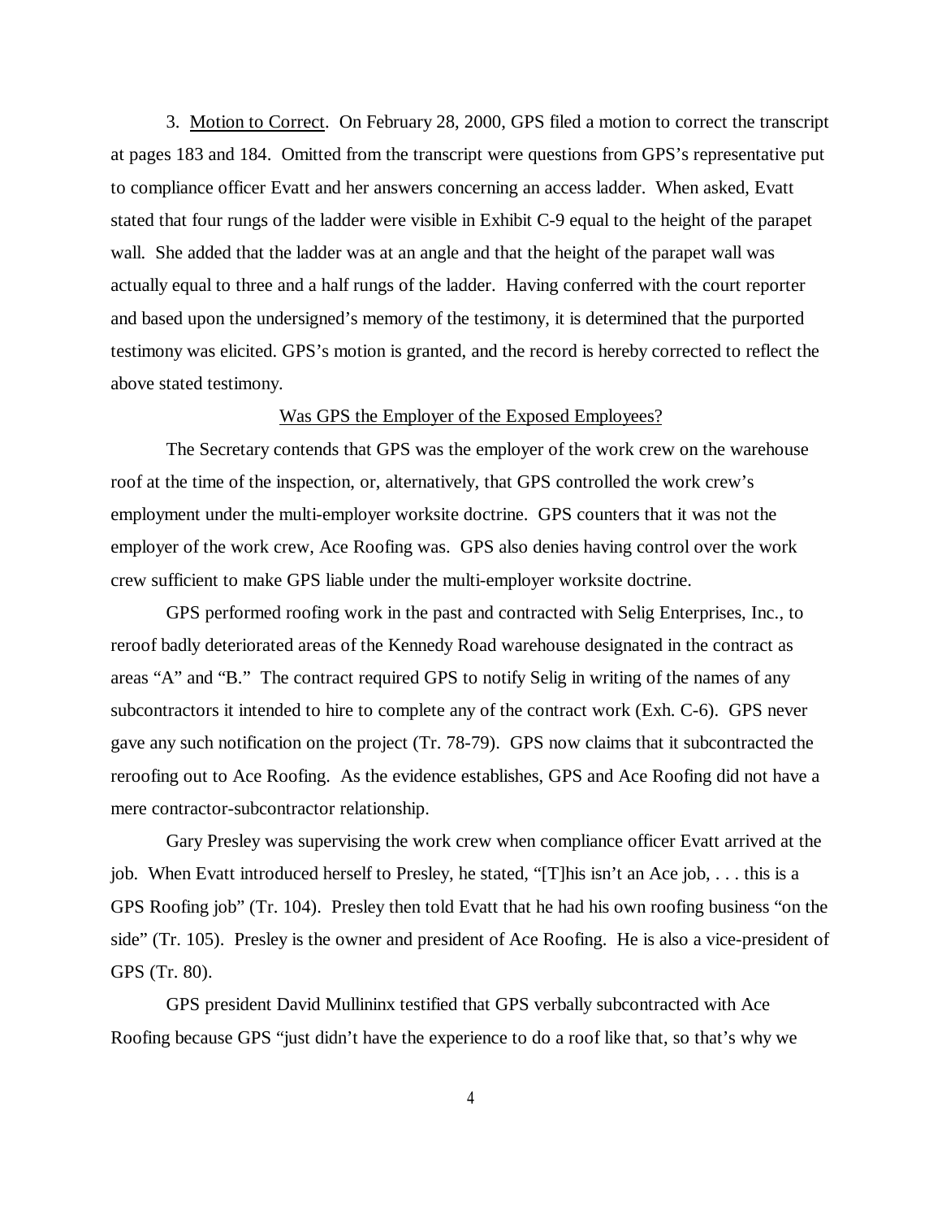3. Motion to Correct. On February 28, 2000, GPS filed a motion to correct the transcript at pages 183 and 184. Omitted from the transcript were questions from GPS's representative put to compliance officer Evatt and her answers concerning an access ladder. When asked, Evatt stated that four rungs of the ladder were visible in Exhibit C-9 equal to the height of the parapet wall. She added that the ladder was at an angle and that the height of the parapet wall was actually equal to three and a half rungs of the ladder. Having conferred with the court reporter and based upon the undersigned's memory of the testimony, it is determined that the purported testimony was elicited. GPS's motion is granted, and the record is hereby corrected to reflect the above stated testimony.

## Was GPS the Employer of the Exposed Employees?

The Secretary contends that GPS was the employer of the work crew on the warehouse roof at the time of the inspection, or, alternatively, that GPS controlled the work crew's employment under the multi-employer worksite doctrine. GPS counters that it was not the employer of the work crew, Ace Roofing was. GPS also denies having control over the work crew sufficient to make GPS liable under the multi-employer worksite doctrine.

GPS performed roofing work in the past and contracted with Selig Enterprises, Inc., to reroof badly deteriorated areas of the Kennedy Road warehouse designated in the contract as areas "A" and "B." The contract required GPS to notify Selig in writing of the names of any subcontractors it intended to hire to complete any of the contract work (Exh. C-6). GPS never gave any such notification on the project (Tr. 78-79). GPS now claims that it subcontracted the reroofing out to Ace Roofing. As the evidence establishes, GPS and Ace Roofing did not have a mere contractor-subcontractor relationship.

Gary Presley was supervising the work crew when compliance officer Evatt arrived at the job. When Evatt introduced herself to Presley, he stated, "[T]his isn't an Ace job, . . . this is a GPS Roofing job" (Tr. 104). Presley then told Evatt that he had his own roofing business "on the side" (Tr. 105). Presley is the owner and president of Ace Roofing. He is also a vice-president of GPS (Tr. 80).

GPS president David Mullininx testified that GPS verbally subcontracted with Ace Roofing because GPS "just didn't have the experience to do a roof like that, so that's why we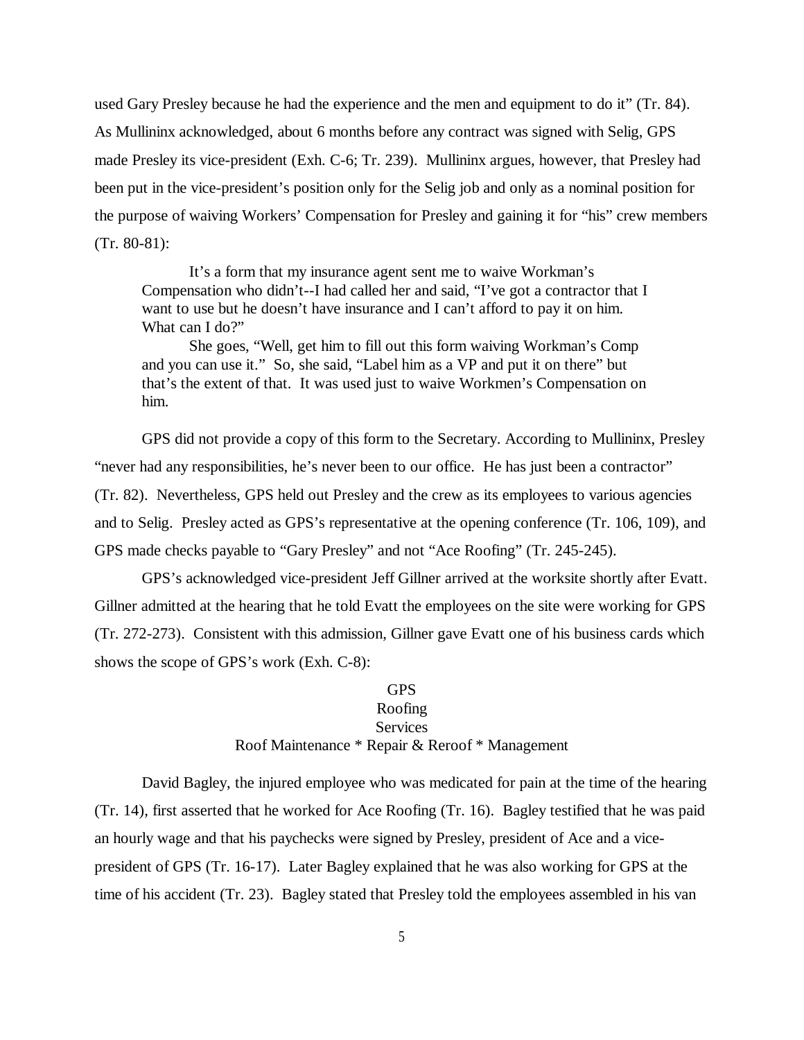used Gary Presley because he had the experience and the men and equipment to do it" (Tr. 84). As Mullininx acknowledged, about 6 months before any contract was signed with Selig, GPS made Presley its vice-president (Exh. C-6; Tr. 239). Mullininx argues, however, that Presley had been put in the vice-president's position only for the Selig job and only as a nominal position for the purpose of waiving Workers' Compensation for Presley and gaining it for "his" crew members (Tr. 80-81):

> It's a form that my insurance agent sent me to waive Workman's Compensation who didn't--I had called her and said, "I've got a contractor that I want to use but he doesn't have insurance and I can't afford to pay it on him. What can I do?"
>
> She goes, "Well, get him to fill out this form waiving Workman's Comp and you can use it." So, she said, "Label him as a VP and put it on there" but that's the extent of that. It was used just to waive Workmen's Compensation on him.

GPS did not provide a copy of this form to the Secretary. According to Mullininx, Presley "never had any responsibilities, he's never been to our office. He has just been a contractor" (Tr. 82). Nevertheless, GPS held out Presley and the crew as its employees to various agencies and to Selig. Presley acted as GPS's representative at the opening conference (Tr. 106, 109), and GPS made checks payable to "Gary Presley" and not "Ace Roofing" (Tr. 245-245).

GPS's acknowledged vice-president Jeff Gillner arrived at the worksite shortly after Evatt. Gillner admitted at the hearing that he told Evatt the employees on the site were working for GPS (Tr. 272-273). Consistent with this admission, Gillner gave Evatt one of his business cards which shows the scope of GPS's work (Exh. C-8):

> GPS
> Roofing
> Services
> Roof Maintenance * Repair & Reroof * Management

David Bagley, the injured employee who was medicated for pain at the time of the hearing (Tr. 14), first asserted that he worked for Ace Roofing (Tr. 16). Bagley testified that he was paid an hourly wage and that his paychecks were signed by Presley, president of Ace and a vice-president of GPS (Tr. 16-17). Later Bagley explained that he was also working for GPS at the time of his accident (Tr. 23). Bagley stated that Presley told the employees assembled in his van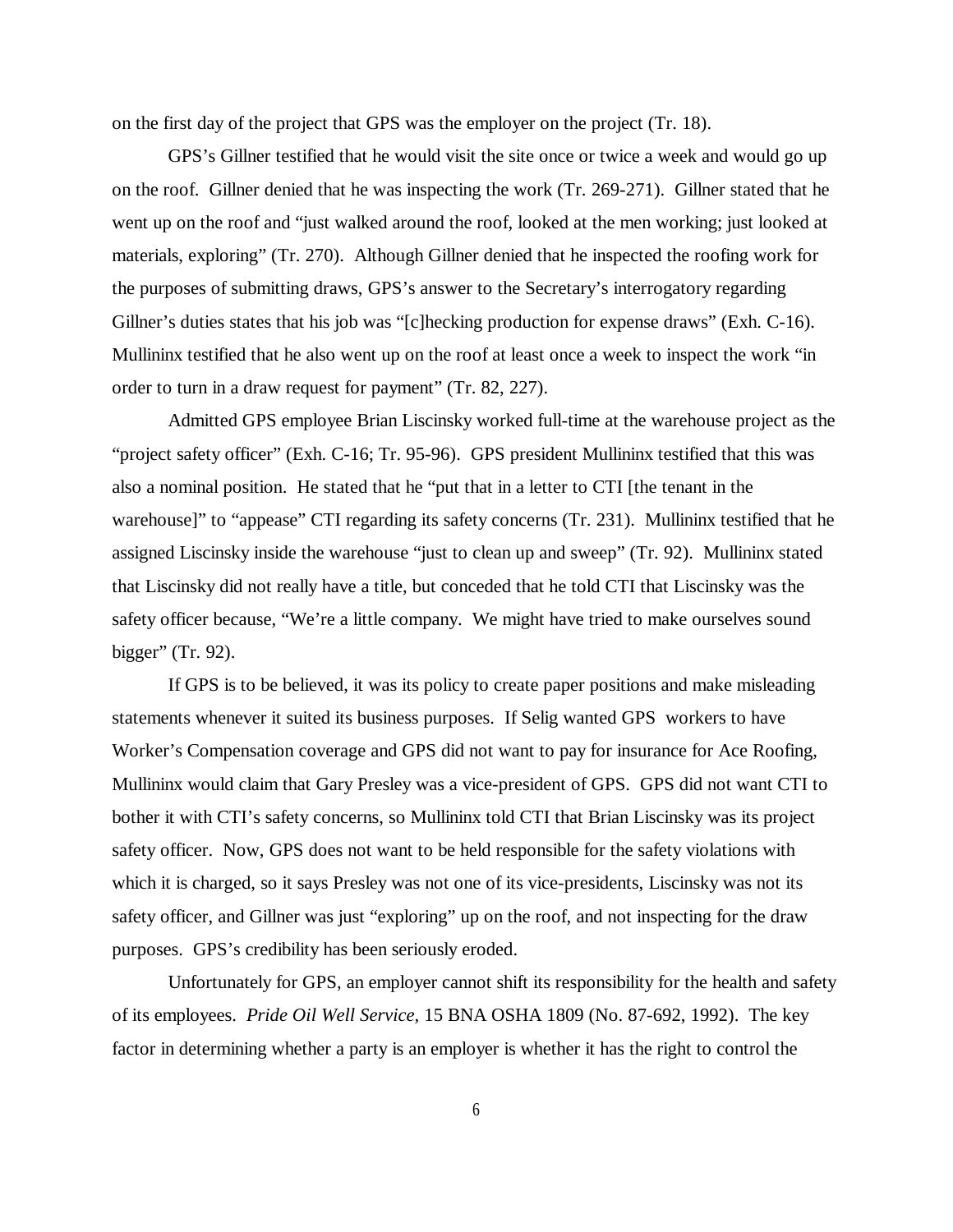on the first day of the project that GPS was the employer on the project (Tr. 18).

GPS's Gillner testified that he would visit the site once or twice a week and would go up on the roof. Gillner denied that he was inspecting the work (Tr. 269-271). Gillner stated that he went up on the roof and "just walked around the roof, looked at the men working; just looked at materials, exploring" (Tr. 270). Although Gillner denied that he inspected the roofing work for the purposes of submitting draws, GPS's answer to the Secretary's interrogatory regarding Gillner's duties states that his job was "[c]hecking production for expense draws" (Exh. C-16). Mullininx testified that he also went up on the roof at least once a week to inspect the work "in order to turn in a draw request for payment" (Tr. 82, 227).

Admitted GPS employee Brian Liscinsky worked full-time at the warehouse project as the "project safety officer" (Exh. C-16; Tr. 95-96). GPS president Mullininx testified that this was also a nominal position. He stated that he "put that in a letter to CTI [the tenant in the warehouse]" to "appease" CTI regarding its safety concerns (Tr. 231). Mullininx testified that he assigned Liscinsky inside the warehouse "just to clean up and sweep" (Tr. 92). Mullininx stated that Liscinsky did not really have a title, but conceded that he told CTI that Liscinsky was the safety officer because, "We're a little company. We might have tried to make ourselves sound bigger" (Tr. 92).

If GPS is to be believed, it was its policy to create paper positions and make misleading statements whenever it suited its business purposes. If Selig wanted GPS workers to have Worker's Compensation coverage and GPS did not want to pay for insurance for Ace Roofing, Mullininx would claim that Gary Presley was a vice-president of GPS. GPS did not want CTI to bother it with CTI's safety concerns, so Mullininx told CTI that Brian Liscinsky was its project safety officer. Now, GPS does not want to be held responsible for the safety violations with which it is charged, so it says Presley was not one of its vice-presidents, Liscinsky was not its safety officer, and Gillner was just "exploring" up on the roof, and not inspecting for the draw purposes. GPS's credibility has been seriously eroded.

Unfortunately for GPS, an employer cannot shift its responsibility for the health and safety of its employees. *Pride Oil Well Service*, 15 BNA OSHA 1809 (No. 87-692, 1992). The key factor in determining whether a party is an employer is whether it has the right to control the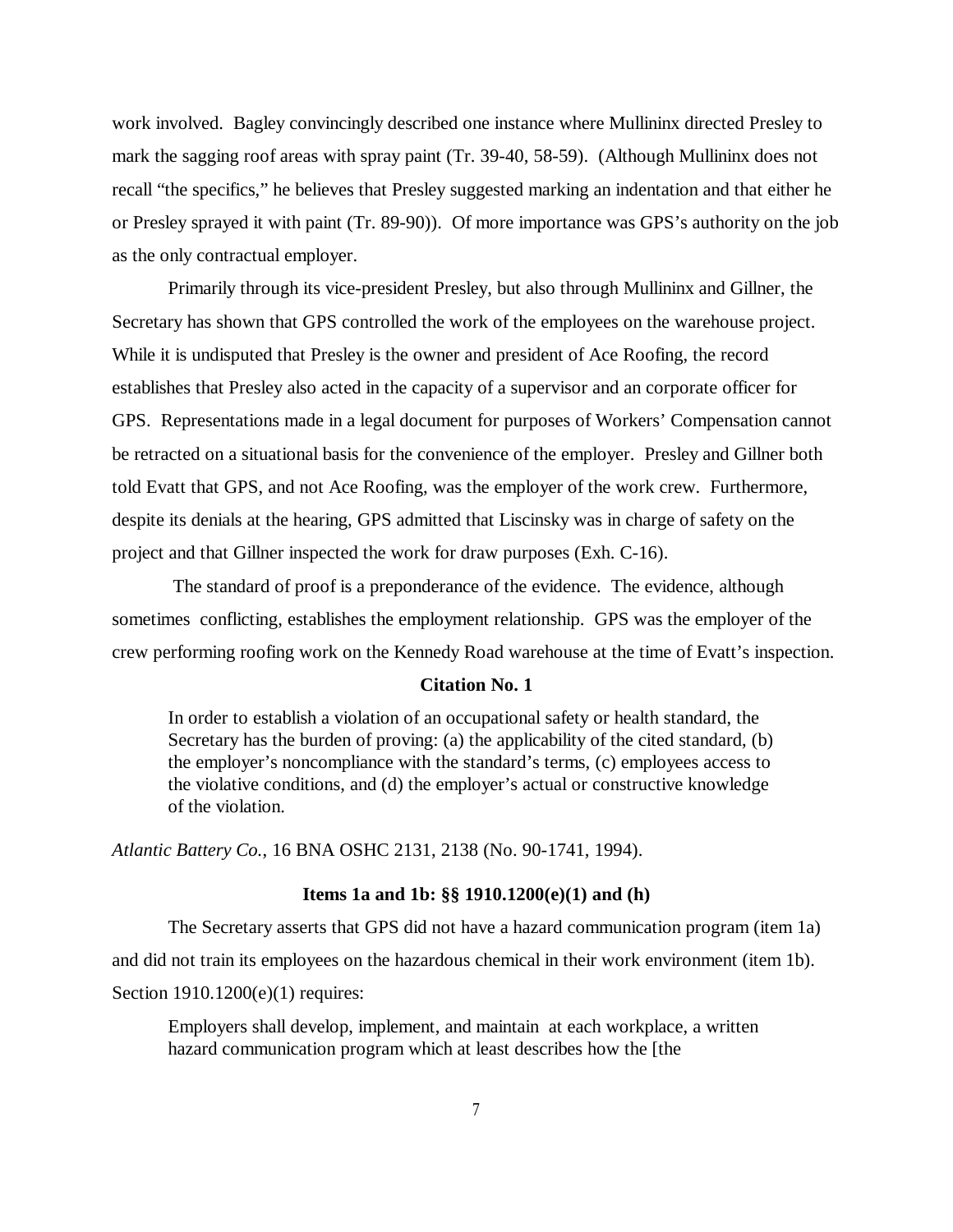work involved. Bagley convincingly described one instance where Mullininx directed Presley to mark the sagging roof areas with spray paint (Tr. 39-40, 58-59). (Although Mullininx does not recall "the specifics," he believes that Presley suggested marking an indentation and that either he or Presley sprayed it with paint (Tr. 89-90)). Of more importance was GPS's authority on the job as the only contractual employer.

Primarily through its vice-president Presley, but also through Mullininx and Gillner, the Secretary has shown that GPS controlled the work of the employees on the warehouse project. While it is undisputed that Presley is the owner and president of Ace Roofing, the record establishes that Presley also acted in the capacity of a supervisor and an corporate officer for GPS. Representations made in a legal document for purposes of Workers' Compensation cannot be retracted on a situational basis for the convenience of the employer. Presley and Gillner both told Evatt that GPS, and not Ace Roofing, was the employer of the work crew. Furthermore, despite its denials at the hearing, GPS admitted that Liscinsky was in charge of safety on the project and that Gillner inspected the work for draw purposes (Exh. C-16).

The standard of proof is a preponderance of the evidence. The evidence, although sometimes conflicting, establishes the employment relationship. GPS was the employer of the crew performing roofing work on the Kennedy Road warehouse at the time of Evatt's inspection.

**Citation No. 1**

> In order to establish a violation of an occupational safety or health standard, the Secretary has the burden of proving: (a) the applicability of the cited standard, (b) the employer's noncompliance with the standard's terms, (c) employees access to the violative conditions, and (d) the employer's actual or constructive knowledge of the violation.

*Atlantic Battery Co.*, 16 BNA OSHC 2131, 2138 (No. 90-1741, 1994).

**Items 1a and 1b: §§ 1910.1200(e)(1) and (h)**

The Secretary asserts that GPS did not have a hazard communication program (item 1a) and did not train its employees on the hazardous chemical in their work environment (item 1b). Section 1910.1200(e)(1) requires:

> Employers shall develop, implement, and maintain at each workplace, a written hazard communication program which at least describes how the [the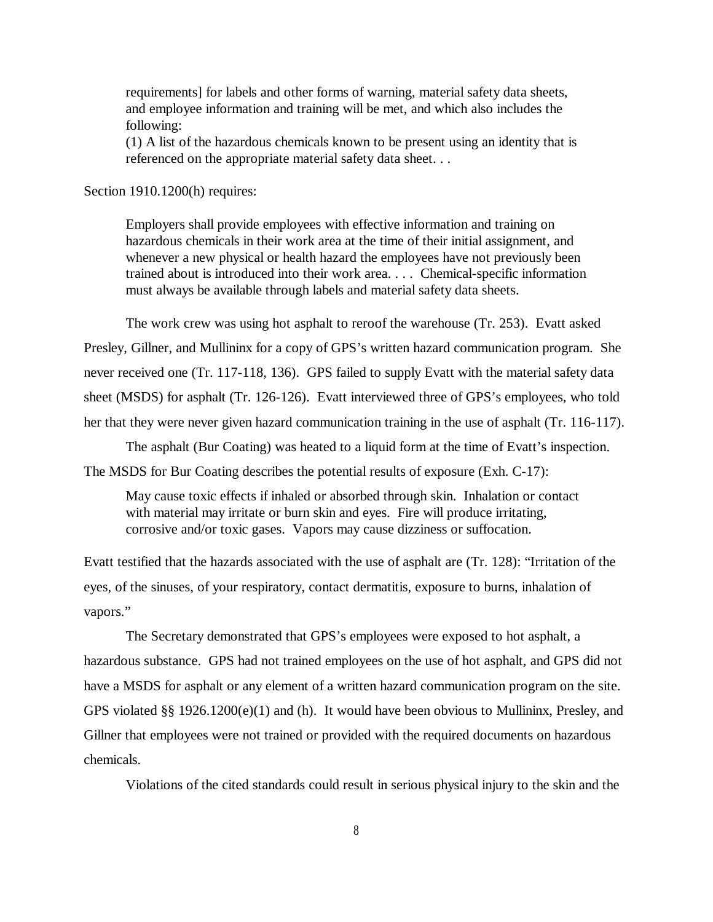> requirements] for labels and other forms of warning, material safety data sheets, and employee information and training will be met, and which also includes the following:
> (1) A list of the hazardous chemicals known to be present using an identity that is referenced on the appropriate material safety data sheet. . .

Section 1910.1200(h) requires:

> Employers shall provide employees with effective information and training on hazardous chemicals in their work area at the time of their initial assignment, and whenever a new physical or health hazard the employees have not previously been trained about is introduced into their work area. . . . Chemical-specific information must always be available through labels and material safety data sheets.

The work crew was using hot asphalt to reroof the warehouse (Tr. 253). Evatt asked Presley, Gillner, and Mullininx for a copy of GPS's written hazard communication program. She never received one (Tr. 117-118, 136). GPS failed to supply Evatt with the material safety data sheet (MSDS) for asphalt (Tr. 126-126). Evatt interviewed three of GPS's employees, who told her that they were never given hazard communication training in the use of asphalt (Tr. 116-117).

The asphalt (Bur Coating) was heated to a liquid form at the time of Evatt's inspection. The MSDS for Bur Coating describes the potential results of exposure (Exh. C-17):

> May cause toxic effects if inhaled or absorbed through skin. Inhalation or contact with material may irritate or burn skin and eyes. Fire will produce irritating, corrosive and/or toxic gases. Vapors may cause dizziness or suffocation.

Evatt testified that the hazards associated with the use of asphalt are (Tr. 128): "Irritation of the eyes, of the sinuses, of your respiratory, contact dermatitis, exposure to burns, inhalation of vapors."

The Secretary demonstrated that GPS's employees were exposed to hot asphalt, a hazardous substance. GPS had not trained employees on the use of hot asphalt, and GPS did not have a MSDS for asphalt or any element of a written hazard communication program on the site. GPS violated §§ 1926.1200(e)(1) and (h). It would have been obvious to Mullininx, Presley, and Gillner that employees were not trained or provided with the required documents on hazardous chemicals.

Violations of the cited standards could result in serious physical injury to the skin and the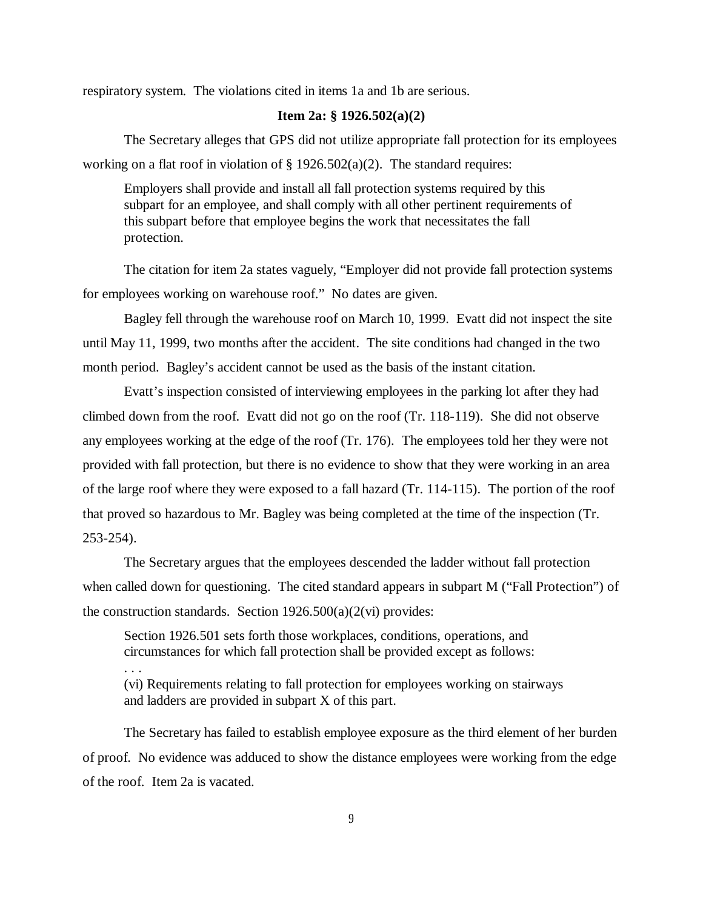respiratory system. The violations cited in items 1a and 1b are serious.

**Item 2a: § 1926.502(a)(2)**

The Secretary alleges that GPS did not utilize appropriate fall protection for its employees working on a flat roof in violation of § 1926.502(a)(2). The standard requires:

> Employers shall provide and install all fall protection systems required by this subpart for an employee, and shall comply with all other pertinent requirements of this subpart before that employee begins the work that necessitates the fall protection.

The citation for item 2a states vaguely, "Employer did not provide fall protection systems for employees working on warehouse roof." No dates are given.

Bagley fell through the warehouse roof on March 10, 1999. Evatt did not inspect the site until May 11, 1999, two months after the accident. The site conditions had changed in the two month period. Bagley's accident cannot be used as the basis of the instant citation.

Evatt's inspection consisted of interviewing employees in the parking lot after they had climbed down from the roof. Evatt did not go on the roof (Tr. 118-119). She did not observe any employees working at the edge of the roof (Tr. 176). The employees told her they were not provided with fall protection, but there is no evidence to show that they were working in an area of the large roof where they were exposed to a fall hazard (Tr. 114-115). The portion of the roof that proved so hazardous to Mr. Bagley was being completed at the time of the inspection (Tr. 253-254).

The Secretary argues that the employees descended the ladder without fall protection when called down for questioning. The cited standard appears in subpart M ("Fall Protection") of the construction standards. Section 1926.500(a)(2(vi) provides:

> Section 1926.501 sets forth those workplaces, conditions, operations, and circumstances for which fall protection shall be provided except as follows:
>
> . . .
>
> (vi) Requirements relating to fall protection for employees working on stairways and ladders are provided in subpart X of this part.

The Secretary has failed to establish employee exposure as the third element of her burden of proof. No evidence was adduced to show the distance employees were working from the edge of the roof. Item 2a is vacated.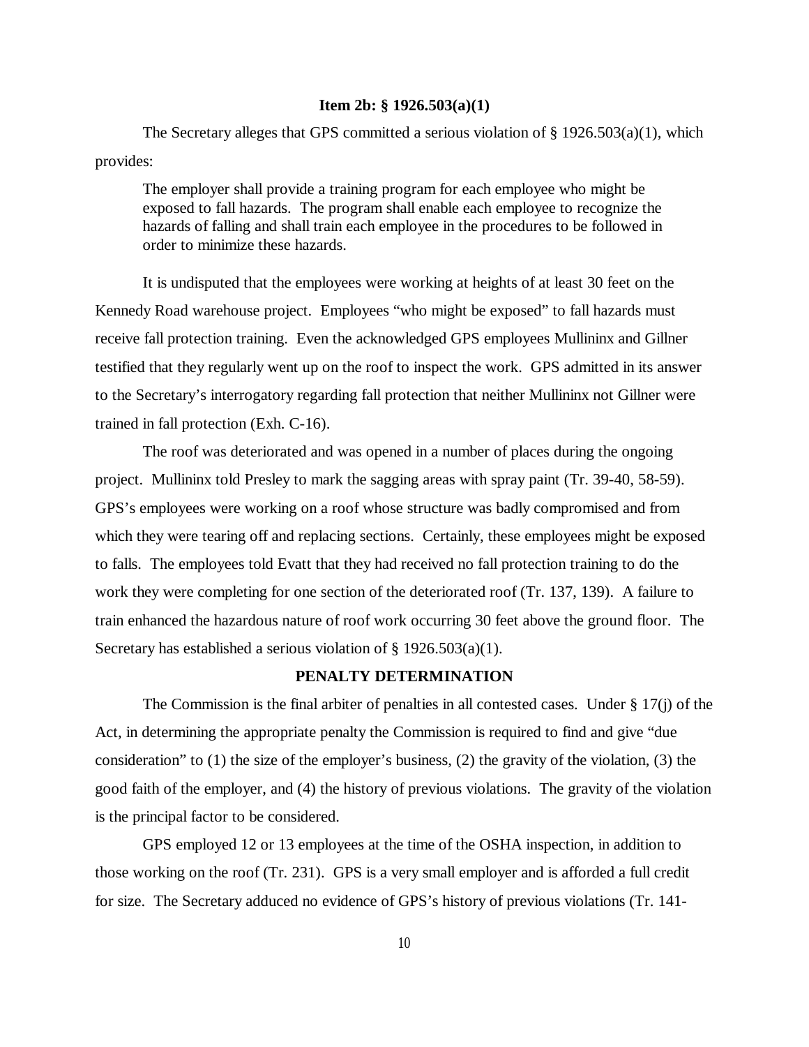**Item 2b: § 1926.503(a)(1)**

The Secretary alleges that GPS committed a serious violation of § 1926.503(a)(1), which provides:

> The employer shall provide a training program for each employee who might be exposed to fall hazards. The program shall enable each employee to recognize the hazards of falling and shall train each employee in the procedures to be followed in order to minimize these hazards.

It is undisputed that the employees were working at heights of at least 30 feet on the Kennedy Road warehouse project. Employees "who might be exposed" to fall hazards must receive fall protection training. Even the acknowledged GPS employees Mullininx and Gillner testified that they regularly went up on the roof to inspect the work. GPS admitted in its answer to the Secretary's interrogatory regarding fall protection that neither Mullininx not Gillner were trained in fall protection (Exh. C-16).

The roof was deteriorated and was opened in a number of places during the ongoing project. Mullininx told Presley to mark the sagging areas with spray paint (Tr. 39-40, 58-59). GPS's employees were working on a roof whose structure was badly compromised and from which they were tearing off and replacing sections. Certainly, these employees might be exposed to falls. The employees told Evatt that they had received no fall protection training to do the work they were completing for one section of the deteriorated roof (Tr. 137, 139). A failure to train enhanced the hazardous nature of roof work occurring 30 feet above the ground floor. The Secretary has established a serious violation of § 1926.503(a)(1).

**PENALTY DETERMINATION**

The Commission is the final arbiter of penalties in all contested cases. Under § 17(j) of the Act, in determining the appropriate penalty the Commission is required to find and give "due consideration" to (1) the size of the employer's business, (2) the gravity of the violation, (3) the good faith of the employer, and (4) the history of previous violations. The gravity of the violation is the principal factor to be considered.

GPS employed 12 or 13 employees at the time of the OSHA inspection, in addition to those working on the roof (Tr. 231). GPS is a very small employer and is afforded a full credit for size. The Secretary adduced no evidence of GPS's history of previous violations (Tr. 141-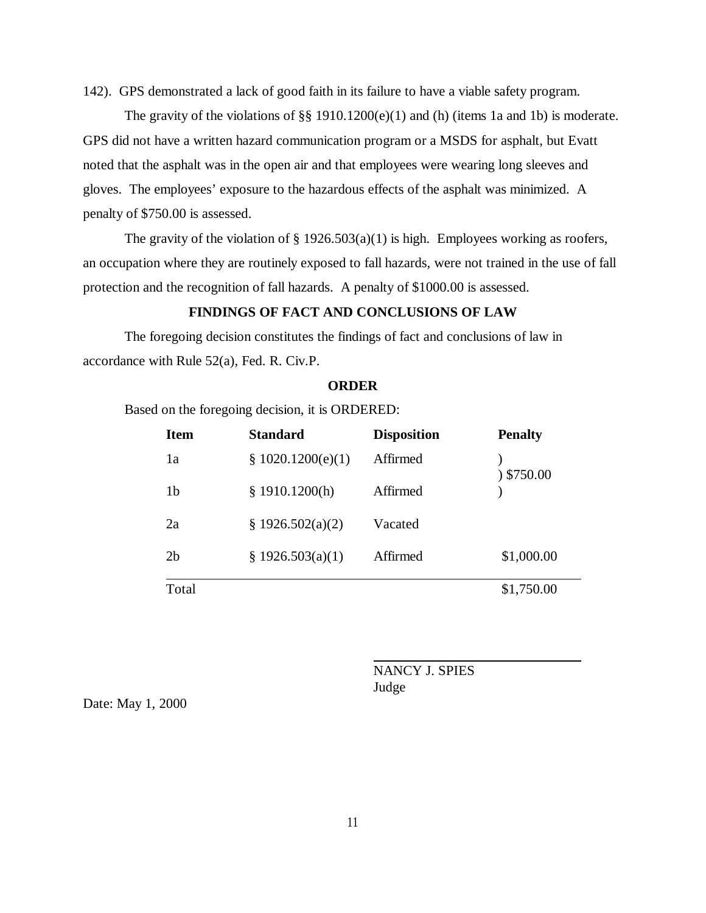142). GPS demonstrated a lack of good faith in its failure to have a viable safety program.

The gravity of the violations of §§ 1910.1200(e)(1) and (h) (items 1a and 1b) is moderate. GPS did not have a written hazard communication program or a MSDS for asphalt, but Evatt noted that the asphalt was in the open air and that employees were wearing long sleeves and gloves. The employees' exposure to the hazardous effects of the asphalt was minimized. A penalty of $750.00 is assessed.

The gravity of the violation of § 1926.503(a)(1) is high. Employees working as roofers, an occupation where they are routinely exposed to fall hazards, were not trained in the use of fall protection and the recognition of fall hazards. A penalty of $1000.00 is assessed.

## FINDINGS OF FACT AND CONCLUSIONS OF LAW

The foregoing decision constitutes the findings of fact and conclusions of law in accordance with Rule 52(a), Fed. R. Civ.P.

## ORDER

Based on the foregoing decision, it is ORDERED:

| Item | Standard | Disposition | Penalty |
|---|---|---|---|
| 1a | § 1020.1200(e)(1) | Affirmed | ) |
| | | | ) $750.00 |
| 1b | § 1910.1200(h) | Affirmed | ) |
| 2a | § 1926.502(a)(2) | Vacated | |
| 2b | § 1926.503(a)(1) | Affirmed | $1,000.00 |
| Total | | | $1,750.00 |

NANCY J. SPIES
Judge

Date: May 1, 2000